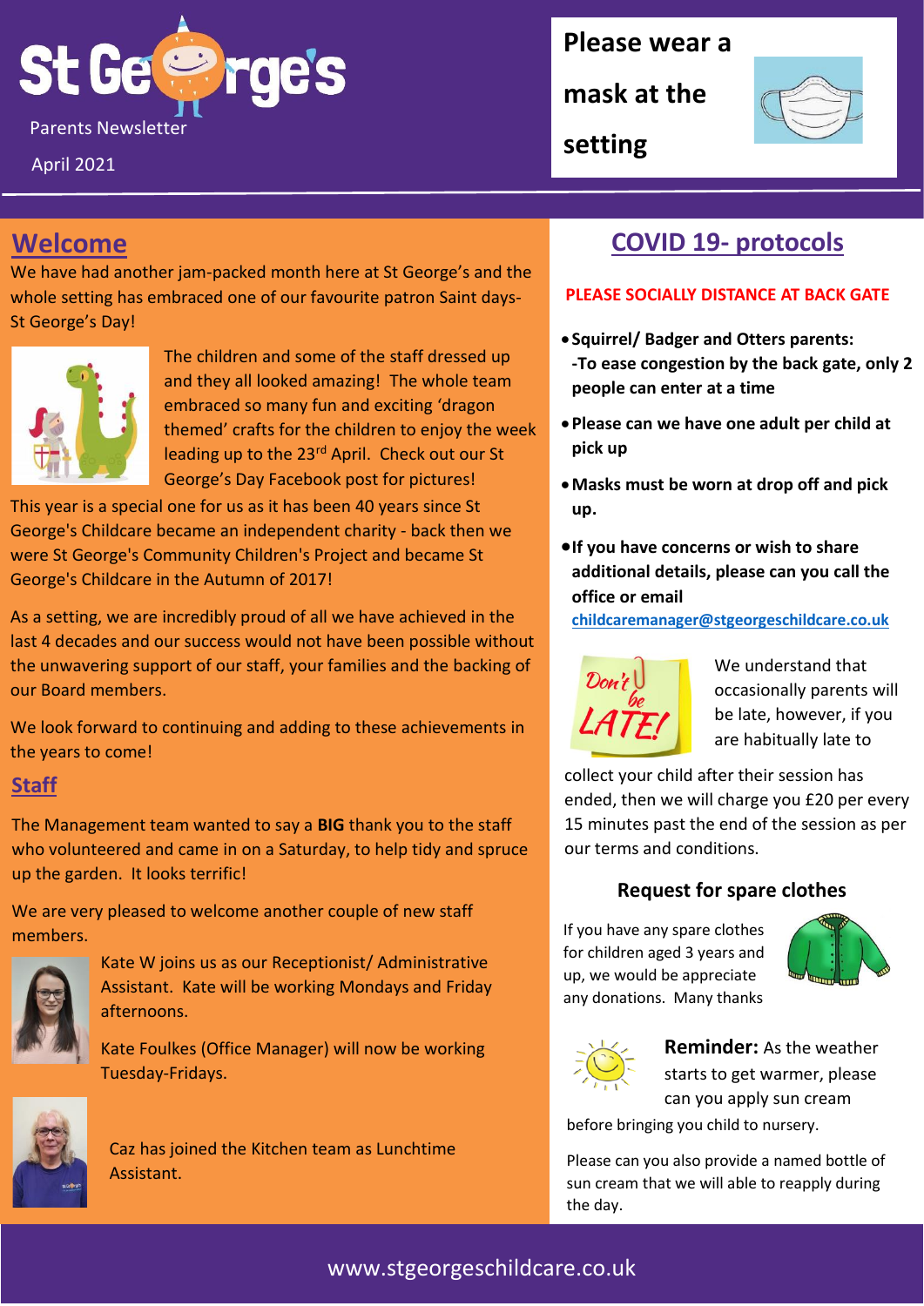# St George's

Parents Newsletter

April 2021

**Please wear a mask at the setting**

## Welcome

We have had another jam-packed month here at St George's and the whole setting has embraced one of our favourite patron Saint days- St George's Day!

The children and some of the staff dressed up and they all looked amazing! The whole team embraced so many fun and exciting 'dragon themed' crafts for the children to enjoy the week leading up to the 23rd April. Check out our St George's Day Facebook post for pictures!

This year is a special one for us as it has been 40 years since St George's Childcare became an independent charity - back then we were St George's Community Children's Project and became St George's Childcare in the Autumn of 2017!

As a setting, we are incredibly proud of all we have achieved in the last 4 decades and our success would not have been possible without the unwavering support of our staff, your families and the backing of our Board members.

We look forward to continuing and adding to these achievements in the years to come!

## Staff

The Management team wanted to say a **BIG** thank you to the staff who volunteered and came in on a Saturday, to help tidy and spruce up the garden. It looks terrific!

We are very pleased to welcome another couple of new staff members.

Kate W joins us as our Receptionist/ Administrative Assistant. Kate will be working Mondays and Friday afternoons.

Kate Foulkes (Office Manager) will now be working Tuesday-Fridays.

Caz has joined the Kitchen team as Lunchtime Assistant.

## COVID 19- protocols

**PLEASE SOCIALLY DISTANCE AT BACK GATE**

- **Squirrel/ Badger and Otters parents: -To ease congestion by the back gate, only 2 people can enter at a time**
- **Please can we have one adult per child at pick up**
- **Masks must be worn at drop off and pick up.**
- **If you have concerns or wish to share additional details, please can you call the office or email childcaremanager@stgeorgeschildcare.co.uk**

Don't be LATE!

We understand that occasionally parents will be late, however, if you are habitually late to collect your child after their session has ended, then we will charge you £20 per every 15 minutes past the end of the session as per our terms and conditions.

### Request for spare clothes

If you have any spare clothes for children aged 3 years and up, we would be appreciate any donations. Many thanks

**Reminder:** As the weather starts to get warmer, please can you apply sun cream before bringing you child to nursery.

Please can you also provide a named bottle of sun cream that we will able to reapply during the day.

www.stgeorgeschildcare.co.uk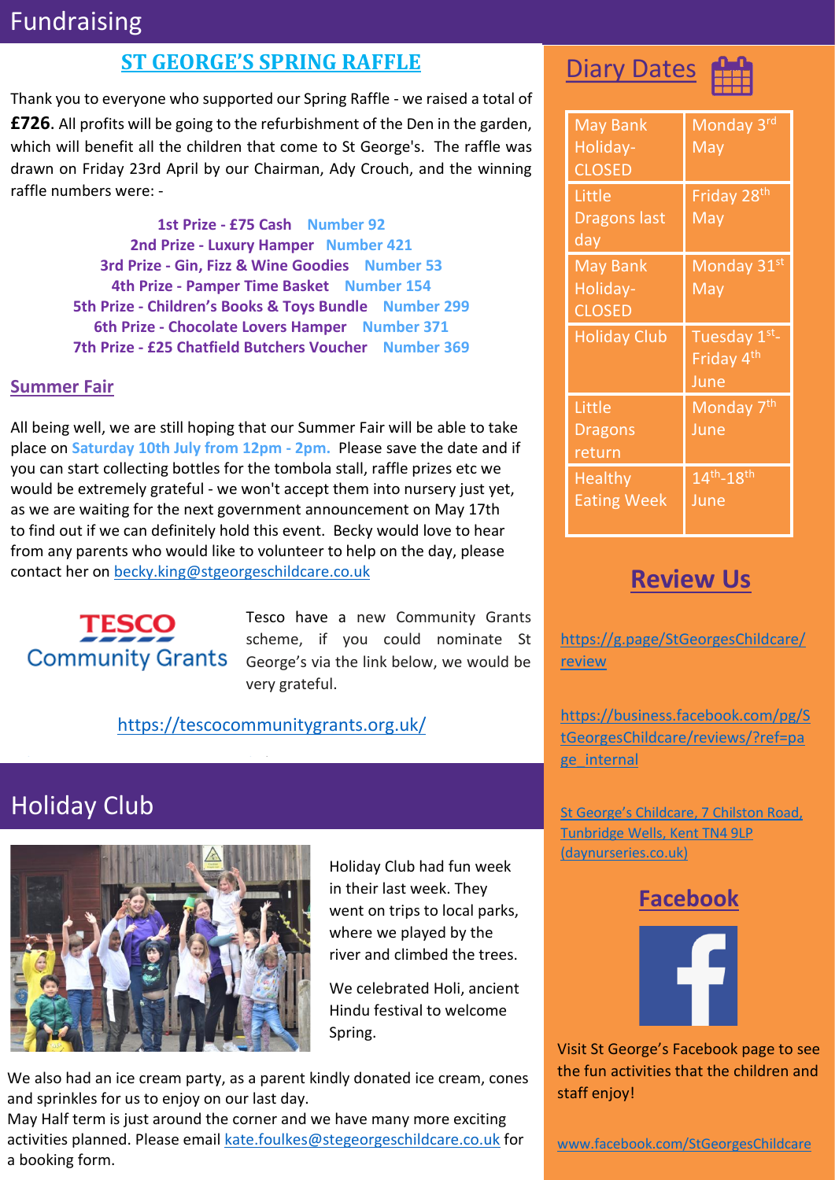# Fundraising

## ST GEORGE'S SPRING RAFFLE

Thank you to everyone who supported our Spring Raffle - we raised a total of **£726**. All profits will be going to the refurbishment of the Den in the garden, which will benefit all the children that come to St George's. The raffle was drawn on Friday 23rd April by our Chairman, Ady Crouch, and the winning raffle numbers were: -

**1st Prize - £75 Cash** Number 92
**2nd Prize - Luxury Hamper** Number 421
**3rd Prize - Gin, Fizz & Wine Goodies** Number 53
**4th Prize - Pamper Time Basket** Number 154
**5th Prize - Children's Books & Toys Bundle** Number 299
**6th Prize - Chocolate Lovers Hamper** Number 371
**7th Prize - £25 Chatfield Butchers Voucher** Number 369

## Summer Fair

All being well, we are still hoping that our Summer Fair will be able to take place on **Saturday 10th July from 12pm - 2pm.** Please save the date and if you can start collecting bottles for the tombola stall, raffle prizes etc we would be extremely grateful - we won't accept them into nursery just yet, as we are waiting for the next government announcement on May 17th to find out if we can definitely hold this event. Becky would love to hear from any parents who would like to volunteer to help on the day, please contact her on becky.king@stgeorgeschildcare.co.uk

**TESCO Community Grants**

Tesco have a new Community Grants scheme, if you could nominate St George's via the link below, we would be very grateful.

https://tescocommunitygrants.org.uk/

# Holiday Club

Holiday Club had fun week in their last week. They went on trips to local parks, where we played by the river and climbed the trees.

We celebrated Holi, ancient Hindu festival to welcome Spring.

We also had an ice cream party, as a parent kindly donated ice cream, cones and sprinkles for us to enjoy on our last day.
May Half term is just around the corner and we have many more exciting activities planned. Please email kate.foulkes@stegeorgeschildcare.co.uk for a booking form.

## Diary Dates

| | |
|---|---|
| May Bank Holiday- CLOSED | Monday 3rd May |
| Little Dragons last day | Friday 28th May |
| May Bank Holiday- CLOSED | Monday 31st May |
| Holiday Club | Tuesday 1st- Friday 4th June |
| Little Dragons return | Monday 7th June |
| Healthy Eating Week | 14th-18th June |

## Review Us

https://g.page/StGeorgesChildcare/review

https://business.facebook.com/pg/StGeorgesChildcare/reviews/?ref=page_internal

St George's Childcare, 7 Chilston Road, Tunbridge Wells, Kent TN4 9LP (daynurseries.co.uk)

## Facebook

Visit St George's Facebook page to see the fun activities that the children and staff enjoy!

www.facebook.com/StGeorgesChildcare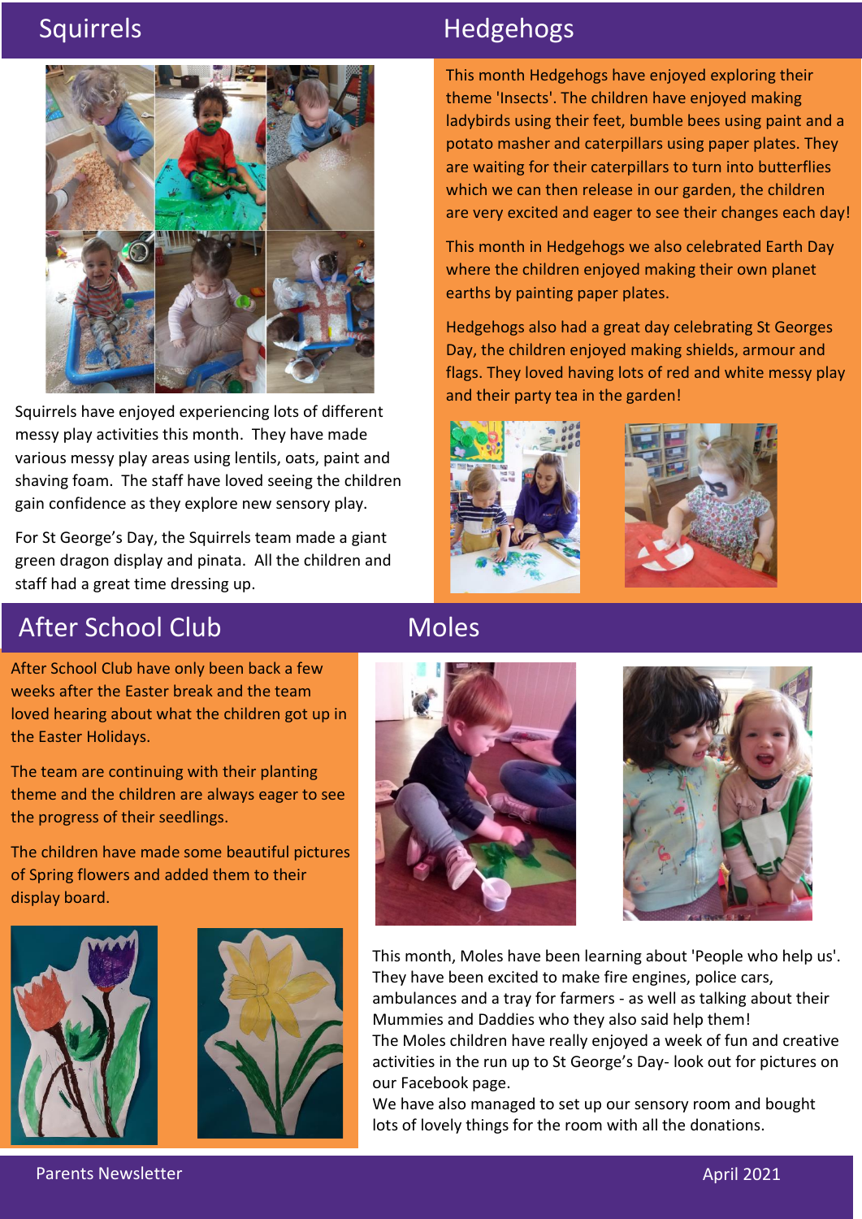## Squirrels

Squirrels have enjoyed experiencing lots of different messy play activities this month. They have made various messy play areas using lentils, oats, paint and shaving foam. The staff have loved seeing the children gain confidence as they explore new sensory play.

For St George's Day, the Squirrels team made a giant green dragon display and pinata. All the children and staff had a great time dressing up.

## Hedgehogs

This month Hedgehogs have enjoyed exploring their theme 'Insects'. The children have enjoyed making ladybirds using their feet, bumble bees using paint and a potato masher and caterpillars using paper plates. They are waiting for their caterpillars to turn into butterflies which we can then release in our garden, the children are very excited and eager to see their changes each day!

This month in Hedgehogs we also celebrated Earth Day where the children enjoyed making their own planet earths by painting paper plates.

Hedgehogs also had a great day celebrating St Georges Day, the children enjoyed making shields, armour and flags. They loved having lots of red and white messy play and their party tea in the garden!

## After School Club

After School Club have only been back a few weeks after the Easter break and the team loved hearing about what the children got up in the Easter Holidays.

The team are continuing with their planting theme and the children are always eager to see the progress of their seedlings.

The children have made some beautiful pictures of Spring flowers and added them to their display board.

## Moles

This month, Moles have been learning about 'People who help us'. They have been excited to make fire engines, police cars, ambulances and a tray for farmers - as well as talking about their Mummies and Daddies who they also said help them!

The Moles children have really enjoyed a week of fun and creative activities in the run up to St George's Day- look out for pictures on our Facebook page.

We have also managed to set up our sensory room and bought lots of lovely things for the room with all the donations.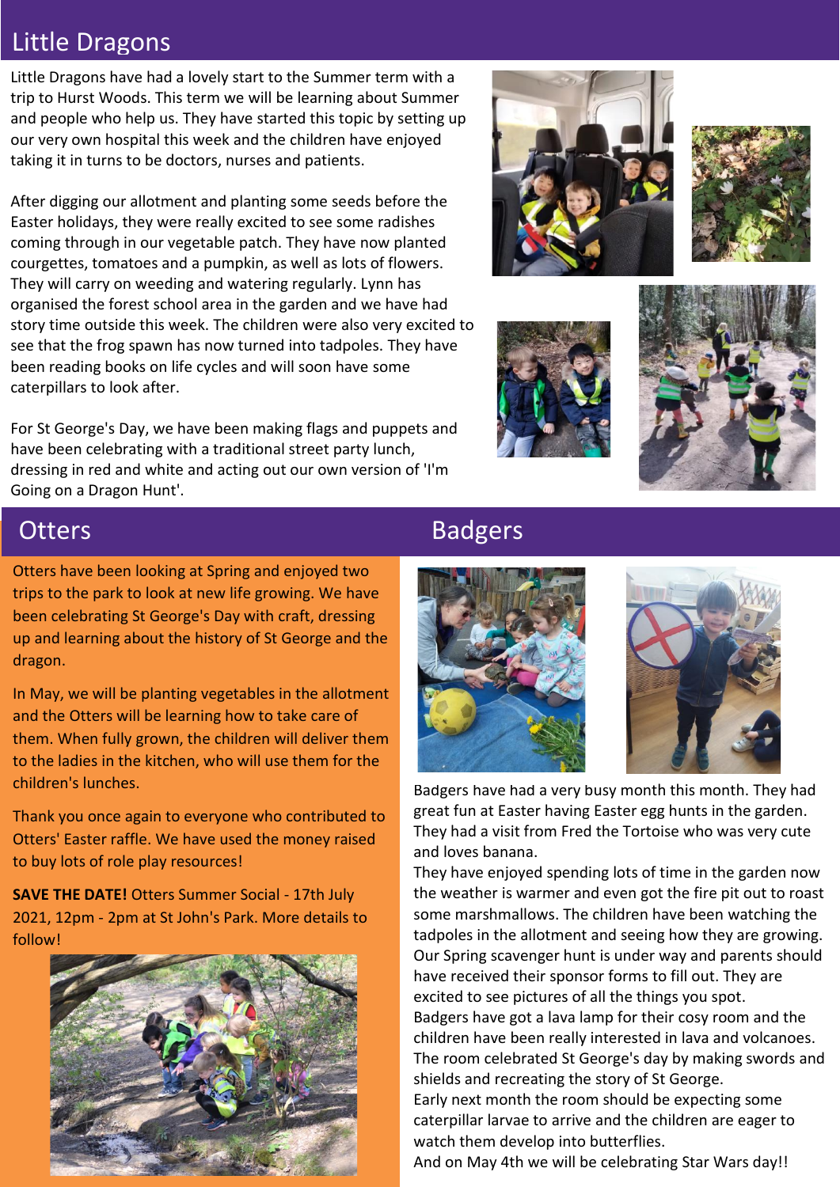## Little Dragons

Little Dragons have had a lovely start to the Summer term with a trip to Hurst Woods. This term we will be learning about Summer and people who help us. They have started this topic by setting up our very own hospital this week and the children have enjoyed taking it in turns to be doctors, nurses and patients.

After digging our allotment and planting some seeds before the Easter holidays, they were really excited to see some radishes coming through in our vegetable patch. They have now planted courgettes, tomatoes and a pumpkin, as well as lots of flowers. They will carry on weeding and watering regularly. Lynn has organised the forest school area in the garden and we have had story time outside this week. The children were also very excited to see that the frog spawn has now turned into tadpoles. They have been reading books on life cycles and will soon have some caterpillars to look after.

For St George's Day, we have been making flags and puppets and have been celebrating with a traditional street party lunch, dressing in red and white and acting out our own version of 'I'm Going on a Dragon Hunt'.

## Otters

Otters have been looking at Spring and enjoyed two trips to the park to look at new life growing. We have been celebrating St George's Day with craft, dressing up and learning about the history of St George and the dragon.

In May, we will be planting vegetables in the allotment and the Otters will be learning how to take care of them. When fully grown, the children will deliver them to the ladies in the kitchen, who will use them for the children's lunches.

Thank you once again to everyone who contributed to Otters' Easter raffle. We have used the money raised to buy lots of role play resources!

**SAVE THE DATE!** Otters Summer Social - 17th July 2021, 12pm - 2pm at St John's Park. More details to follow!

## Badgers

Badgers have had a very busy month this month. They had great fun at Easter having Easter egg hunts in the garden. They had a visit from Fred the Tortoise who was very cute and loves banana.

They have enjoyed spending lots of time in the garden now the weather is warmer and even got the fire pit out to roast some marshmallows. The children have been watching the tadpoles in the allotment and seeing how they are growing. Our Spring scavenger hunt is under way and parents should have received their sponsor forms to fill out. They are excited to see pictures of all the things you spot.

Badgers have got a lava lamp for their cosy room and the children have been really interested in lava and volcanoes. The room celebrated St George's day by making swords and shields and recreating the story of St George.

Early next month the room should be expecting some caterpillar larvae to arrive and the children are eager to watch them develop into butterflies.

And on May 4th we will be celebrating Star Wars day!!